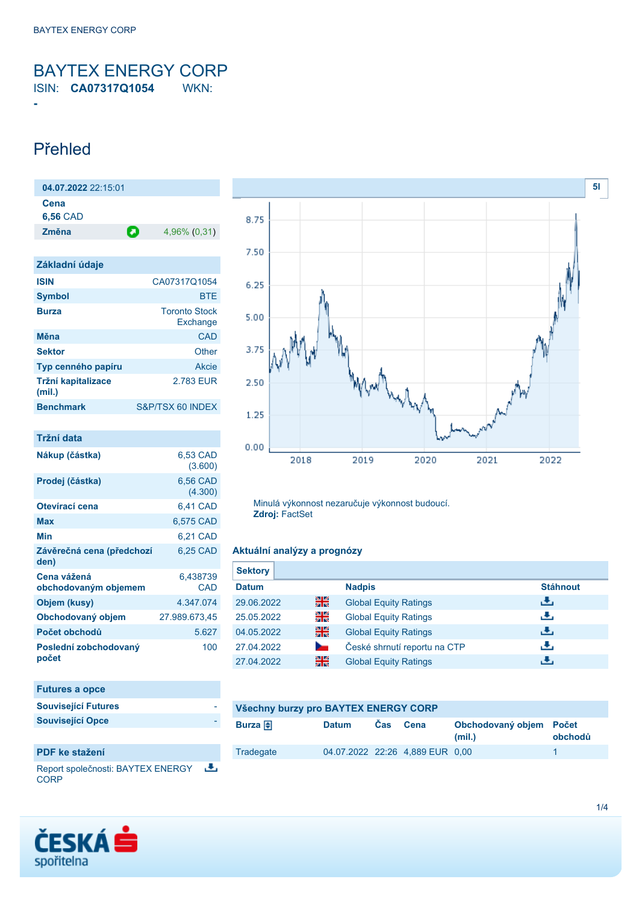# BAYTEX ENERGY CORP

ISIN: **CA07317Q1054** WKN: **-**

## Přehled

| **04.07.2022** 22:15:01 | |
|---|---|
| **Cena** | |
| **6,56** CAD | |
| **Změna** | 4,96% (0,31) |

| Základní údaje | |
|---|---|
| **ISIN** | CA07317Q1054 |
| **Symbol** | BTE |
| **Burza** | Toronto Stock Exchange |
| **Měna** | CAD |
| **Sektor** | Other |
| **Typ cenného papíru** | Akcie |
| **Tržní kapitalizace (mil.)** | 2.783 EUR |
| **Benchmark** | S&P/TSX 60 INDEX |

| Tržní data | |
|---|---|
| **Nákup (částka)** | 6,53 CAD (3.600) |
| **Prodej (částka)** | 6,56 CAD (4.300) |
| **Otevírací cena** | 6,41 CAD |
| **Max** | 6,575 CAD |
| **Min** | 6,21 CAD |
| **Závěrečná cena (předchozí den)** | 6,25 CAD |
| **Cena vážená obchodovaným objemem** | 6,438739 CAD |
| **Objem (kusy)** | 4.347.074 |
| **Obchodovaný objem** | 27.989.673,45 |
| **Počet obchodů** | 5.627 |
| **Poslední zobchodovaný počet** | 100 |

| Futures a opce | |
|---|---|
| **Související Futures** | - |
| **Související Opce** | - |

### PDF ke stažení

Report společnosti: BAYTEX ENERGY CORP

Minulá výkonnost nezaručuje výkonnost budoucí.
**Zdroj:** FactSet

### Aktuální analýzy a prognózy

**Sektory**

| Datum | | Nadpis | Stáhnout |
|---|---|---|---|
| 29.06.2022 | | Global Equity Ratings | |
| 25.05.2022 | | Global Equity Ratings | |
| 04.05.2022 | | Global Equity Ratings | |
| 27.04.2022 | | České shrnutí reportu na CTP | |
| 27.04.2022 | | Global Equity Ratings | |

### Všechny burzy pro BAYTEX ENERGY CORP

| Burza | Datum | Čas | Cena | Obchodovaný objem (mil.) | Počet obchodů |
|---|---|---|---|---|---|
| Tradegate | 04.07.2022 | 22:26 | 4,889 EUR | 0,00 | 1 |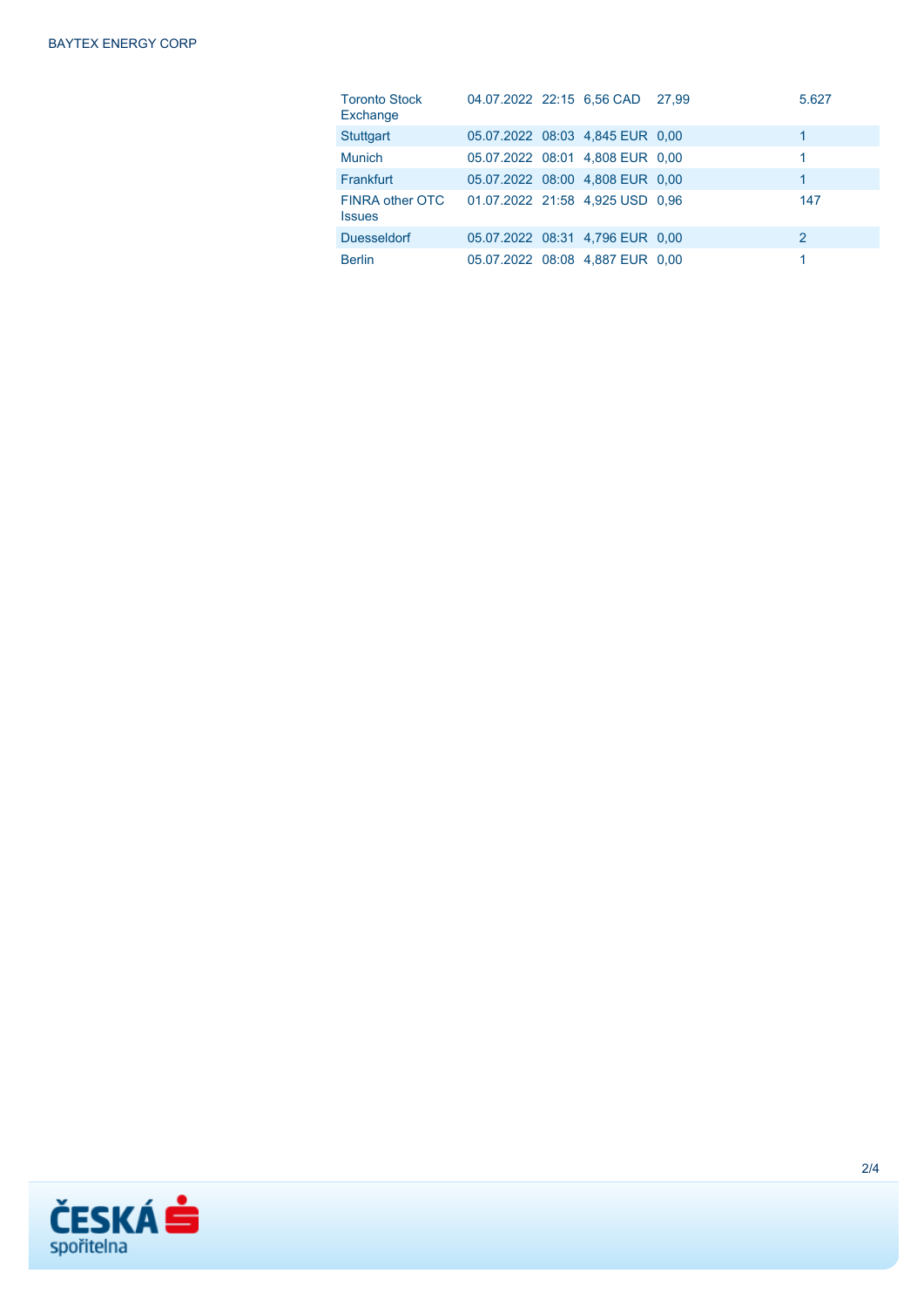| | | | | | |
|---|---|---|---|---|---|
| Toronto Stock Exchange | 04.07.2022 | 22:15 | 6,56 CAD | 27,99 | 5.627 |
| Stuttgart | 05.07.2022 | 08:03 | 4,845 EUR | 0,00 | 1 |
| Munich | 05.07.2022 | 08:01 | 4,808 EUR | 0,00 | 1 |
| Frankfurt | 05.07.2022 | 08:00 | 4,808 EUR | 0,00 | 1 |
| FINRA other OTC Issues | 01.07.2022 | 21:58 | 4,925 USD | 0,96 | 147 |
| Duesseldorf | 05.07.2022 | 08:31 | 4,796 EUR | 0,00 | 2 |
| Berlin | 05.07.2022 | 08:08 | 4,887 EUR | 0,00 | 1 |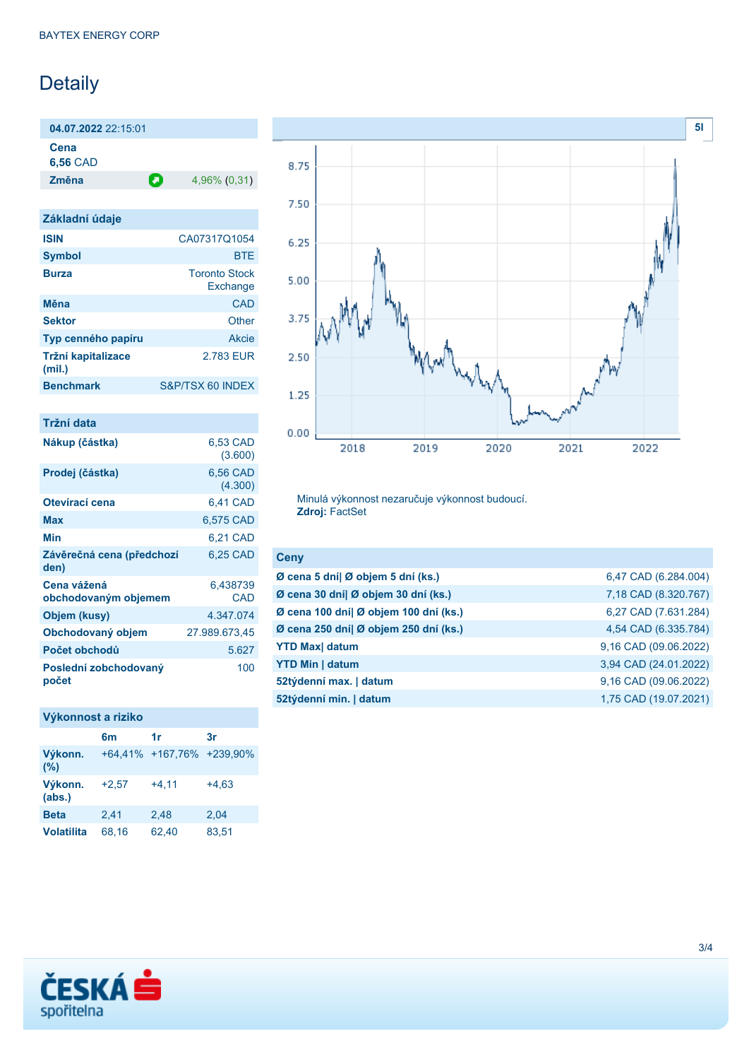# Detaily

| **04.07.2022** 22:15:01 | |
|---|---|
| **Cena** **6,56** CAD | |
| **Změna** | 4,96% (0,31) |

| Základní údaje | |
|---|---|
| **ISIN** | CA07317Q1054 |
| **Symbol** | BTE |
| **Burza** | Toronto Stock Exchange |
| **Měna** | CAD |
| **Sektor** | Other |
| **Typ cenného papíru** | Akcie |
| **Tržní kapitalizace (mil.)** | 2.783 EUR |
| **Benchmark** | S&P/TSX 60 INDEX |

| Tržní data | |
|---|---|
| **Nákup (částka)** | 6,53 CAD (3.600) |
| **Prodej (částka)** | 6,56 CAD (4.300) |
| **Otevírací cena** | 6,41 CAD |
| **Max** | 6,575 CAD |
| **Min** | 6,21 CAD |
| **Závěrečná cena (předchozí den)** | 6,25 CAD |
| **Cena vážená obchodovaným objemem** | 6,438739 CAD |
| **Objem (kusy)** | 4.347.074 |
| **Obchodovaný objem** | 27.989.673,45 |
| **Počet obchodů** | 5.627 |
| **Poslední zobchodovaný počet** | 100 |

| Výkonnost a riziko | 6m | 1r | 3r |
|---|---|---|---|
| **Výkonn. (%)** | +64,41% | +167,76% | +239,90% |
| **Výkonn. (abs.)** | +2,57 | +4,11 | +4,63 |
| **Beta** | 2,41 | 2,48 | 2,04 |
| **Volatilita** | 68,16 | 62,40 | 83,51 |

Minulá výkonnost nezaručuje výkonnost budoucí.
**Zdroj:** FactSet

| Ceny | |
|---|---|
| **Ø cena 5 dní\| Ø objem 5 dní (ks.)** | 6,47 CAD (6.284.004) |
| **Ø cena 30 dní\| Ø objem 30 dní (ks.)** | 7,18 CAD (8.320.767) |
| **Ø cena 100 dní\| Ø objem 100 dní (ks.)** | 6,27 CAD (7.631.284) |
| **Ø cena 250 dní\| Ø objem 250 dní (ks.)** | 4,54 CAD (6.335.784) |
| **YTD Max\| datum** | 9,16 CAD (09.06.2022) |
| **YTD Min \| datum** | 3,94 CAD (24.01.2022) |
| **52týdenní max. \| datum** | 9,16 CAD (09.06.2022) |
| **52týdenní min. \| datum** | 1,75 CAD (19.07.2021) |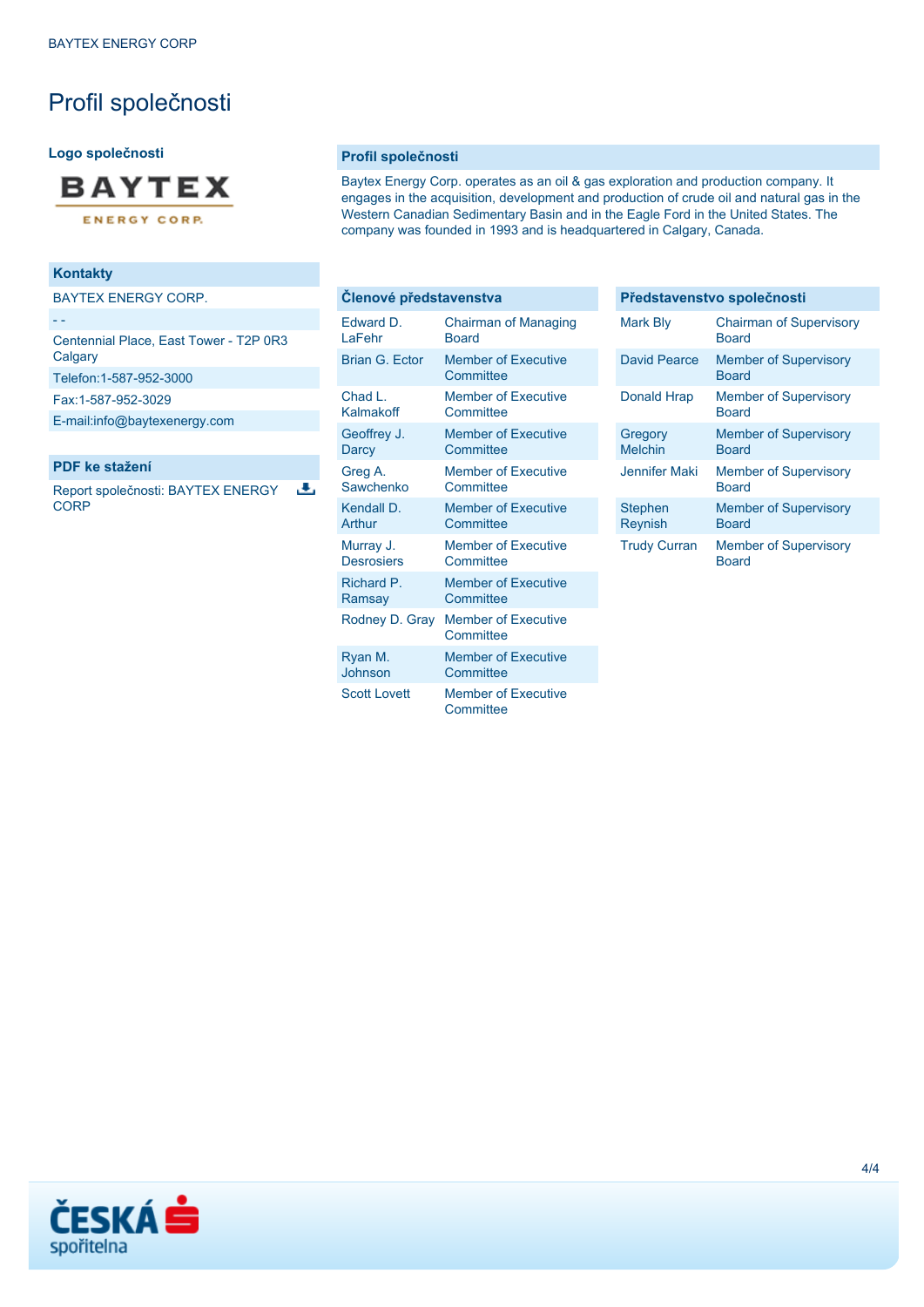# Profil společnosti

### Logo společnosti

BAYTEX ENERGY CORP.

### Kontakty

| |
|---|
| BAYTEX ENERGY CORP. |
| - - |
| Centennial Place, East Tower - T2P 0R3 Calgary |
| Telefon:1-587-952-3000 |
| Fax:1-587-952-3029 |
| E-mail:info@baytexenergy.com |

### PDF ke stažení

Report společnosti: BAYTEX ENERGY CORP

### Profil společnosti

Baytex Energy Corp. operates as an oil & gas exploration and production company. It engages in the acquisition, development and production of crude oil and natural gas in the Western Canadian Sedimentary Basin and in the Eagle Ford in the United States. The company was founded in 1993 and is headquartered in Calgary, Canada.

### Členové představenstva

| | |
|---|---|
| Edward D. LaFehr | Chairman of Managing Board |
| Brian G. Ector | Member of Executive Committee |
| Chad L. Kalmakoff | Member of Executive Committee |
| Geoffrey J. Darcy | Member of Executive Committee |
| Greg A. Sawchenko | Member of Executive Committee |
| Kendall D. Arthur | Member of Executive Committee |
| Murray J. Desrosiers | Member of Executive Committee |
| Richard P. Ramsay | Member of Executive Committee |
| Rodney D. Gray | Member of Executive Committee |
| Ryan M. Johnson | Member of Executive Committee |
| Scott Lovett | Member of Executive Committee |

### Představenstvo společnosti

| | |
|---|---|
| Mark Bly | Chairman of Supervisory Board |
| David Pearce | Member of Supervisory Board |
| Donald Hrap | Member of Supervisory Board |
| Gregory Melchin | Member of Supervisory Board |
| Jennifer Maki | Member of Supervisory Board |
| Stephen Reynish | Member of Supervisory Board |
| Trudy Curran | Member of Supervisory Board |